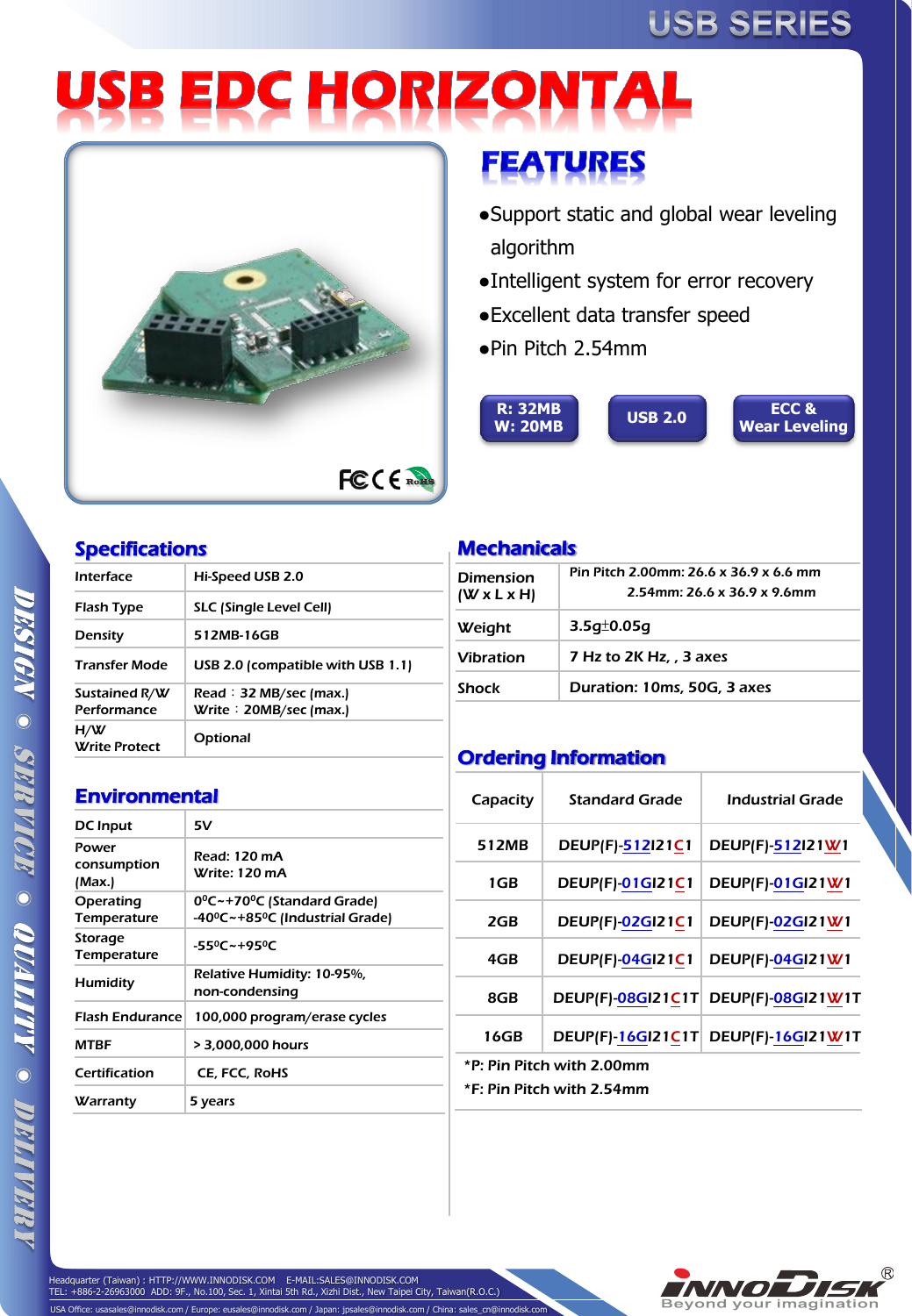# USB EDC HORIZONTAL

## FEATURES

- Support static and global wear leveling algorithm
- Intelligent system for error recovery
- Excellent data transfer speed
- Pin Pitch 2.54mm

R: 32MB W: 20MB | USB 2.0 | ECC & Wear Leveling

## Specifications

| | |
|---|---|
| Interface | Hi-Speed USB 2.0 |
| Flash Type | SLC (Single Level Cell) |
| Density | 512MB-16GB |
| Transfer Mode | USB 2.0 (compatible with USB 1.1) |
| Sustained R/W Performance | Read：32 MB/sec (max.)<br>Write：20MB/sec (max.) |
| H/W Write Protect | Optional |

## Environmental

| | |
|---|---|
| DC Input | 5V |
| Power consumption (Max.) | Read: 120 mA<br>Write: 120 mA |
| Operating Temperature | 0°C~+70°C (Standard Grade)<br>-40°C~+85°C (Industrial Grade) |
| Storage Temperature | -55°C~+95°C |
| Humidity | Relative Humidity: 10-95%, non-condensing |
| Flash Endurance | 100,000 program/erase cycles |
| MTBF | > 3,000,000 hours |
| Certification | CE, FCC, RoHS |
| Warranty | 5 years |

## Mechanicals

| | |
|---|---|
| Dimension (W x L x H) | Pin Pitch 2.00mm: 26.6 x 36.9 x 6.6 mm<br>2.54mm: 26.6 x 36.9 x 9.6mm |
| Weight | 3.5g±0.05g |
| Vibration | 7 Hz to 2K Hz, , 3 axes |
| Shock | Duration: 10ms, 50G, 3 axes |

## Ordering Information

| Capacity | Standard Grade | Industrial Grade |
|---|---|---|
| 512MB | DEUP(F)-512I21C1 | DEUP(F)-512I21W1 |
| 1GB | DEUP(F)-01GI21C1 | DEUP(F)-01GI21W1 |
| 2GB | DEUP(F)-02GI21C1 | DEUP(F)-02GI21W1 |
| 4GB | DEUP(F)-04GI21C1 | DEUP(F)-04GI21W1 |
| 8GB | DEUP(F)-08GI21C1T | DEUP(F)-08GI21W1T |
| 16GB | DEUP(F)-16GI21C1T | DEUP(F)-16GI21W1T |

*P: Pin Pitch with 2.00mm

*F: Pin Pitch with 2.54mm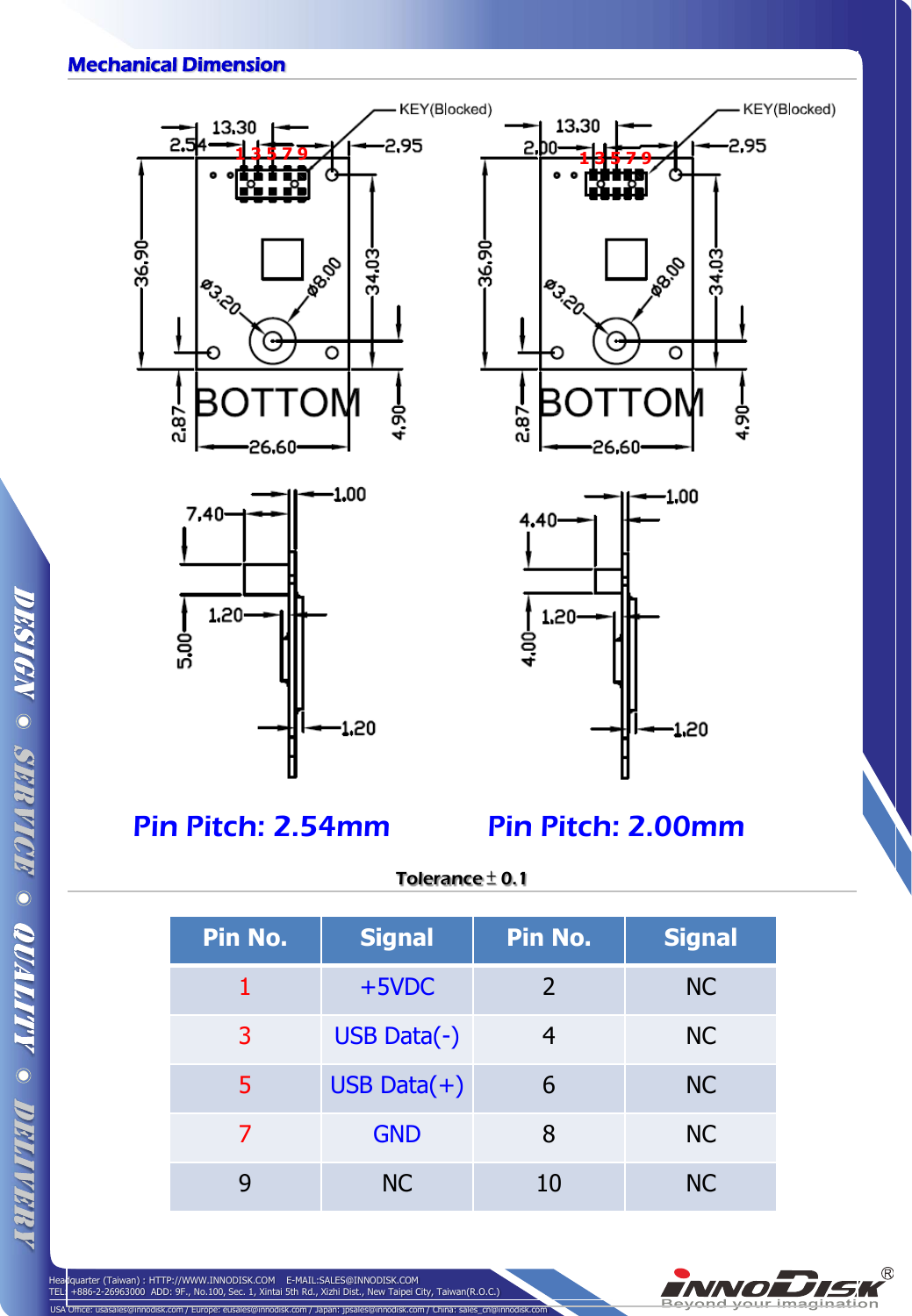## Mechanical Dimension

KEY(Blocked)
13.30
2.54
2.95
1 3 5 7 9
36.90
34.03
ø3.20
ø8.00
BOTTOM
2.87
4.90
26.60

KEY(Blocked)
13.30
2.00
2.95
1 3 5 7 9
36.90
34.03
ø3.20
ø8.00
BOTTOM
2.87
4.90
26.60

7.40
1.00
1.20
5.00
1.20

4.40
1.00
1.20
4.00
1.20

**Pin Pitch: 2.54mm**

**Pin Pitch: 2.00mm**

**Tolerance ± 0.1**

| Pin No. | Signal | Pin No. | Signal |
|---|---|---|---|
| 1 | +5VDC | 2 | NC |
| 3 | USB Data(-) | 4 | NC |
| 5 | USB Data(+) | 6 | NC |
| 7 | GND | 8 | NC |
| 9 | NC | 10 | NC |